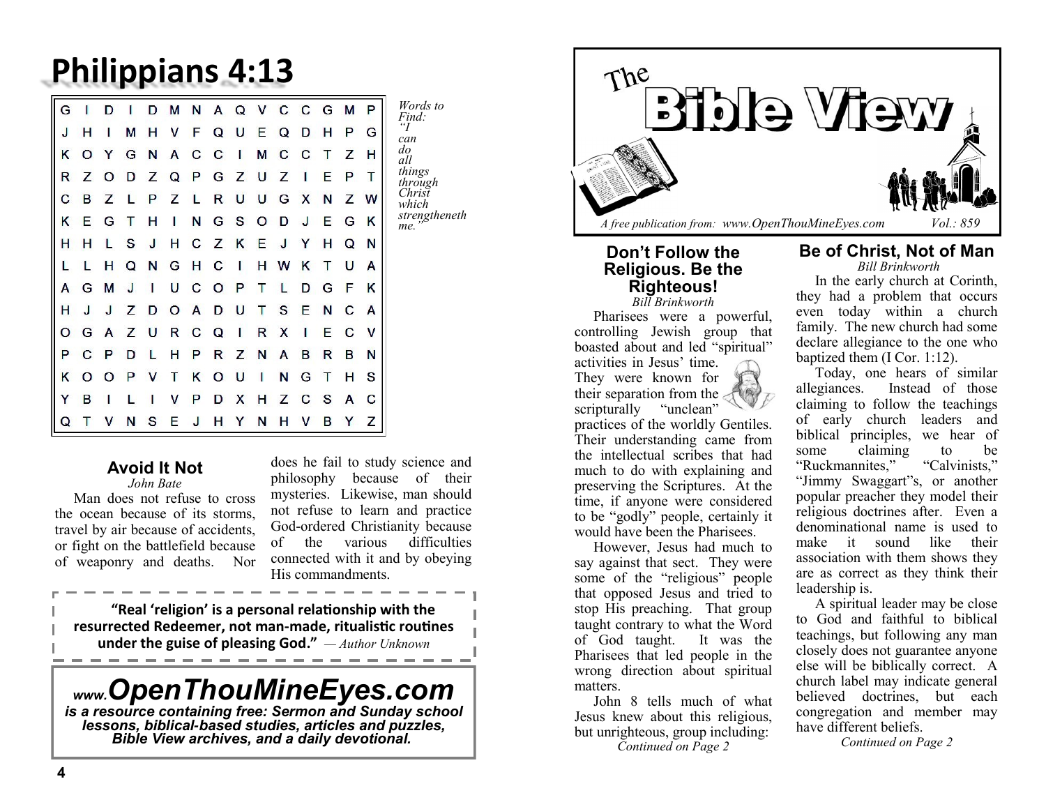# Philippians 4:13

| | | | | | | | | | | | | | | |
|---|---|---|---|---|---|---|---|---|---|---|---|---|---|---|
| G | I | D | I | D | M | N | A | Q | V | C | C | G | M | P |
| J | H | I | M | H | V | F | Q | U | E | Q | D | H | P | G |
| K | O | Y | G | N | A | C | C | I | M | C | C | T | Z | H |
| R | Z | O | D | Z | Q | P | G | Z | U | Z | I | E | P | T |
| C | B | Z | L | P | Z | L | R | U | U | G | X | N | Z | W |
| K | E | G | T | H | I | N | G | S | O | D | J | E | G | K |
| H | H | L | S | J | H | C | Z | K | E | J | Y | H | Q | N |
| L | L | H | Q | N | G | H | C | I | H | W | K | T | U | A |
| A | G | M | J | I | U | C | O | P | T | L | D | G | F | K |
| H | J | J | Z | D | O | A | D | U | T | S | E | N | C | A |
| O | G | A | Z | U | R | C | Q | I | R | X | I | E | C | V |
| P | C | P | D | L | H | P | R | Z | N | A | B | R | B | N |
| K | O | O | P | V | T | K | O | U | I | N | G | T | H | S |
| Y | B | I | L | I | V | P | D | X | H | Z | C | S | A | C |
| Q | T | V | N | S | E | J | H | Y | N | H | V | B | Y | Z |

*Words to Find: "I can do all things through Christ which strengtheneth me."*

### Avoid It Not

*John Bate*

Man does not refuse to cross the ocean because of its storms, travel by air because of accidents, or fight on the battlefield because of weaponry and deaths. Nor does he fail to study science and philosophy because of their mysteries. Likewise, man should not refuse to learn and practice God-ordered Christianity because of the various difficulties connected with it and by obeying His commandments.

**"Real 'religion' is a personal relationship with the resurrected Redeemer, not man-made, ritualistic routines under the guise of pleasing God."** *— Author Unknown*

***www.OpenThouMineEyes.com***
***is a resource containing free: Sermon and Sunday school lessons, biblical-based studies, articles and puzzles, Bible View archives, and a daily devotional.***

# The Bible View

*A free publication from: www.OpenThouMineEyes.com* *Vol.: 859*

### Don't Follow the Religious. Be the Righteous!

*Bill Brinkworth*

Pharisees were a powerful, controlling Jewish group that boasted about and led "spiritual" activities in Jesus' time. They were known for their separation from the scripturally "unclean" practices of the worldly Gentiles. Their understanding came from the intellectual scribes that had much to do with explaining and preserving the Scriptures. At the time, if anyone were considered to be "godly" people, certainly it would have been the Pharisees.

However, Jesus had much to say against that sect. They were some of the "religious" people that opposed Jesus and tried to stop His preaching. That group taught contrary to what the Word of God taught. It was the Pharisees that led people in the wrong direction about spiritual matters.

John 8 tells much of what Jesus knew about this religious, but unrighteous, group including:

*Continued on Page 2*

### Be of Christ, Not of Man

*Bill Brinkworth*

In the early church at Corinth, they had a problem that occurs even today within a church family. The new church had some declare allegiance to the one who baptized them (I Cor. 1:12).

Today, one hears of similar allegiances. Instead of those claiming to follow the teachings of early church leaders and biblical principles, we hear of some claiming to be "Ruckmannites," "Calvinists," "Jimmy Swaggart"s, or another popular preacher they model their religious doctrines after. Even a denominational name is used to make it sound like their association with them shows they are as correct as they think their leadership is.

A spiritual leader may be close to God and faithful to biblical teachings, but following any man closely does not guarantee anyone else will be biblically correct. A church label may indicate general believed doctrines, but each congregation and member may have different beliefs.

*Continued on Page 2*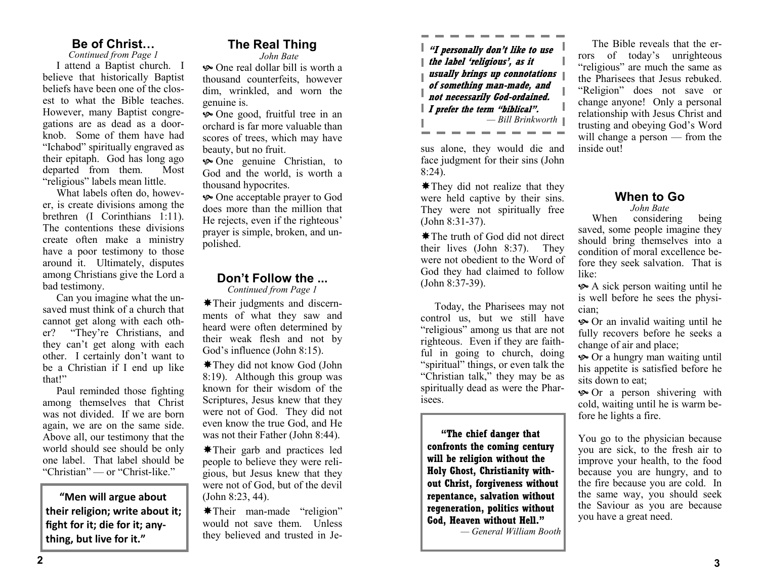## Be of Christ…

*Continued from Page 1*

I attend a Baptist church. I believe that historically Baptist beliefs have been one of the closest to what the Bible teaches. However, many Baptist congregations are as dead as a doorknob. Some of them have had "Ichabod" spiritually engraved as their epitaph. God has long ago departed from them. Most "religious" labels mean little.

What labels often do, however, is create divisions among the brethren (I Corinthians 1:11). The contentions these divisions create often make a ministry have a poor testimony to those around it. Ultimately, disputes among Christians give the Lord a bad testimony.

Can you imagine what the unsaved must think of a church that cannot get along with each other? "They're Christians, and they can't get along with each other. I certainly don't want to be a Christian if I end up like that!"

Paul reminded those fighting among themselves that Christ was not divided. If we are born again, we are on the same side. Above all, our testimony that the world should see should be only one label. That label should be "Christian" — or "Christ-like."

> **"Men will argue about their religion; write about it; fight for it; die for it; anything, but live for it."**

## The Real Thing

*John Bate*

- One real dollar bill is worth a thousand counterfeits, however dim, wrinkled, and worn the genuine is.
- One good, fruitful tree in an orchard is far more valuable than scores of trees, which may have beauty, but no fruit.
- One genuine Christian, to God and the world, is worth a thousand hypocrites.
- One acceptable prayer to God does more than the million that He rejects, even if the righteous' prayer is simple, broken, and unpolished.

## Don't Follow the ...

*Continued from Page 1*

- Their judgments and discernments of what they saw and heard were often determined by their weak flesh and not by God's influence (John 8:15).
- They did not know God (John 8:19). Although this group was known for their wisdom of the Scriptures, Jesus knew that they were not of God. They did not even know the true God, and He was not their Father (John 8:44).
- Their garb and practices led people to believe they were religious, but Jesus knew that they were not of God, but of the devil (John 8:23, 44).
- Their man-made "religion" would not save them. Unless they believed and trusted in Jesus alone, they would die and face judgment for their sins (John 8:24).
- They did not realize that they were held captive by their sins. They were not spiritually free (John 8:31-37).
- The truth of God did not direct their lives (John 8:37). They were not obedient to the Word of God they had claimed to follow (John 8:37-39).

Today, the Pharisees may not control us, but we still have "religious" among us that are not righteous. Even if they are faithful in going to church, doing "spiritual" things, or even talk the "Christian talk," they may be as spiritually dead as were the Pharisees.

> ***"I personally don't like to use the label 'religious', as it usually brings up connotations of something man-made, and not necessarily God-ordained. I prefer the term "biblical".***
> — *Bill Brinkworth*

> **"The chief danger that confronts the coming century will be religion without the Holy Ghost, Christianity without Christ, forgiveness without repentance, salvation without regeneration, politics without God, Heaven without Hell."**
> — *General William Booth*

The Bible reveals that the errors of today's unrighteous "religious" are much the same as the Pharisees that Jesus rebuked. "Religion" does not save or change anyone! Only a personal relationship with Jesus Christ and trusting and obeying God's Word will change a person — from the inside out!

## When to Go

*John Bate*

When considering being saved, some people imagine they should bring themselves into a condition of moral excellence before they seek salvation. That is like:

- A sick person waiting until he is well before he sees the physician;
- Or an invalid waiting until he fully recovers before he seeks a change of air and place;
- Or a hungry man waiting until his appetite is satisfied before he sits down to eat;
- Or a person shivering with cold, waiting until he is warm before he lights a fire.

You go to the physician because you are sick, to the fresh air to improve your health, to the food because you are hungry, and to the fire because you are cold. In the same way, you should seek the Saviour as you are because you have a great need.